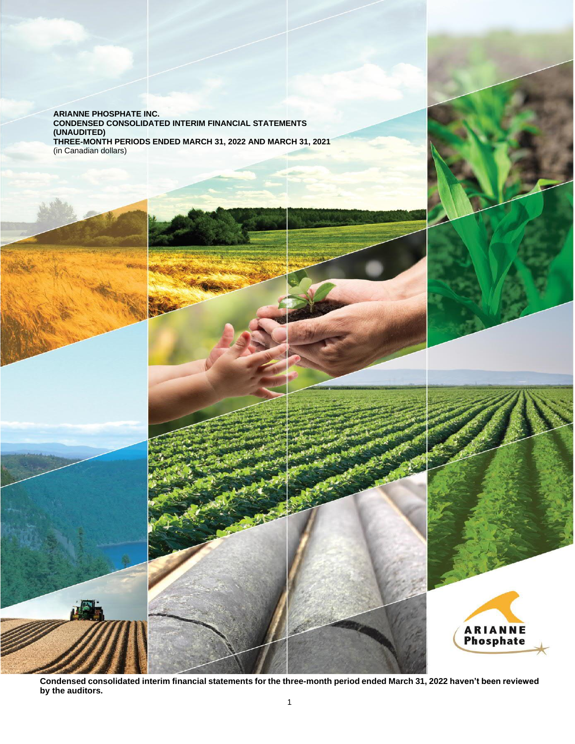**ARIANNE PHOSPHATE INC.**
**CONDENSED CONSOLIDATED INTERIM FINANCIAL STATEMENTS**
**(UNAUDITED)**
**THREE-MONTH PERIODS ENDED MARCH 31, 2022 AND MARCH 31, 2021**
(in Canadian dollars)

ARIANNE
Phosphate

**Condensed consolidated interim financial statements for the three-month period ended March 31, 2022 haven't been reviewed by the auditors.**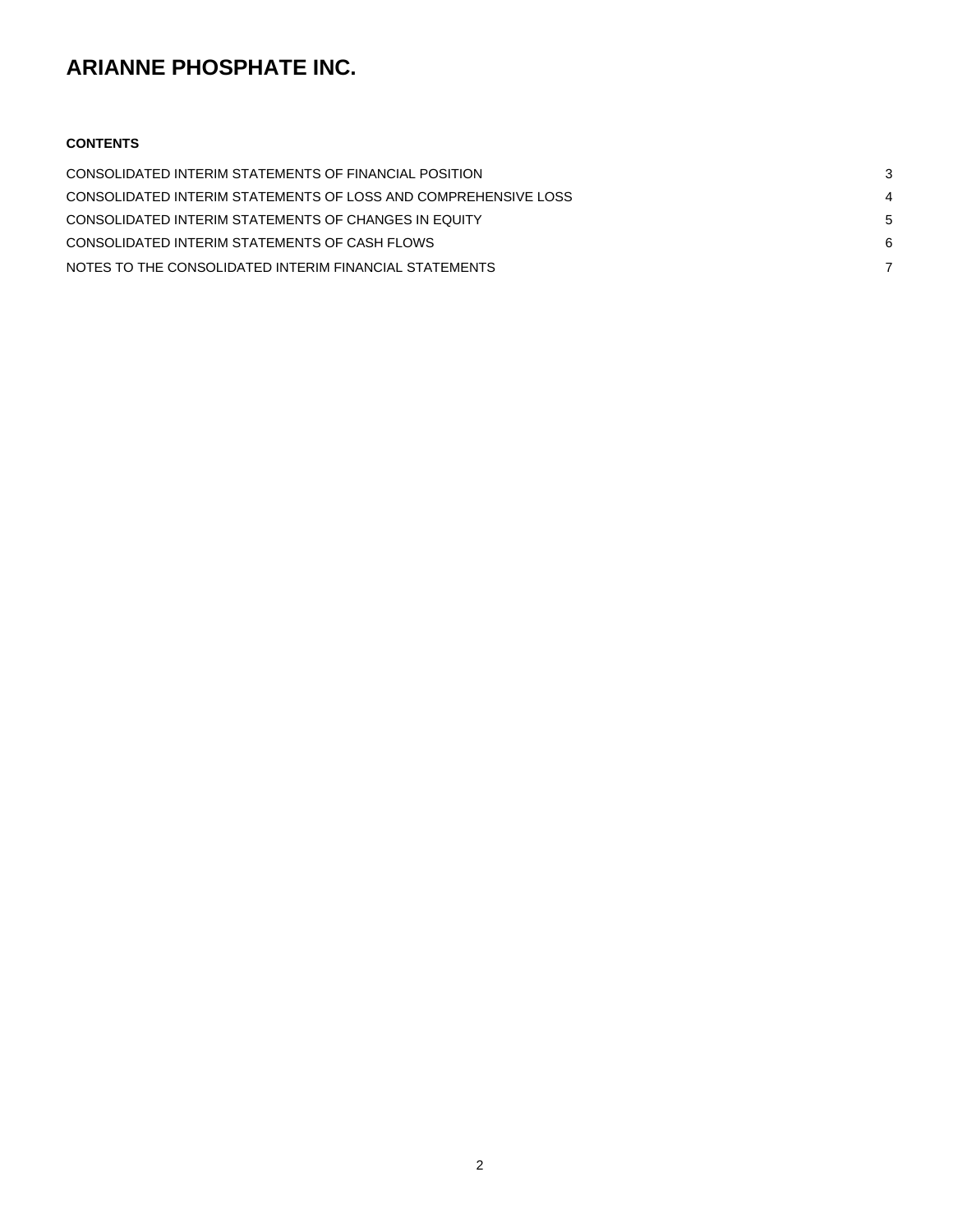# ARIANNE PHOSPHATE INC.

**CONTENTS**

| | |
|---|---|
| CONSOLIDATED INTERIM STATEMENTS OF FINANCIAL POSITION | 3 |
| CONSOLIDATED INTERIM STATEMENTS OF LOSS AND COMPREHENSIVE LOSS | 4 |
| CONSOLIDATED INTERIM STATEMENTS OF CHANGES IN EQUITY | 5 |
| CONSOLIDATED INTERIM STATEMENTS OF CASH FLOWS | 6 |
| NOTES TO THE CONSOLIDATED INTERIM FINANCIAL STATEMENTS | 7 |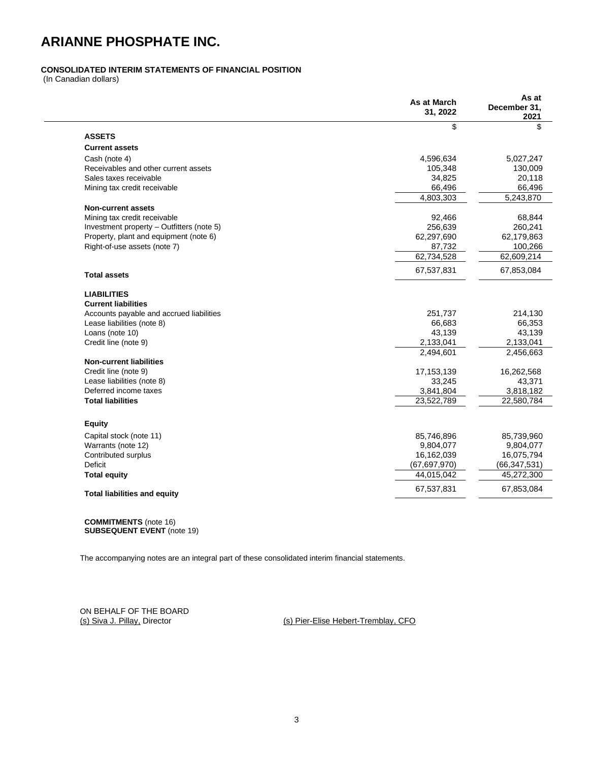# ARIANNE PHOSPHATE INC.

**CONSOLIDATED INTERIM STATEMENTS OF FINANCIAL POSITION**
(In Canadian dollars)

| | As at March 31, 2022 | As at December 31, 2021 |
|---|---|---|
| | $ | $ |
| **ASSETS** | | |
| **Current assets** | | |
| Cash (note 4) | 4,596,634 | 5,027,247 |
| Receivables and other current assets | 105,348 | 130,009 |
| Sales taxes receivable | 34,825 | 20,118 |
| Mining tax credit receivable | 66,496 | 66,496 |
| | 4,803,303 | 5,243,870 |
| **Non-current assets** | | |
| Mining tax credit receivable | 92,466 | 68,844 |
| Investment property – Outfitters (note 5) | 256,639 | 260,241 |
| Property, plant and equipment (note 6) | 62,297,690 | 62,179,863 |
| Right-of-use assets (note 7) | 87,732 | 100,266 |
| | 62,734,528 | 62,609,214 |
| **Total assets** | 67,537,831 | 67,853,084 |
| **LIABILITIES** | | |
| **Current liabilities** | | |
| Accounts payable and accrued liabilities | 251,737 | 214,130 |
| Lease liabilities (note 8) | 66,683 | 66,353 |
| Loans (note 10) | 43,139 | 43,139 |
| Credit line (note 9) | 2,133,041 | 2,133,041 |
| | 2,494,601 | 2,456,663 |
| **Non-current liabilities** | | |
| Credit line (note 9) | 17,153,139 | 16,262,568 |
| Lease liabilities (note 8) | 33,245 | 43,371 |
| Deferred income taxes | 3,841,804 | 3,818,182 |
| **Total liabilities** | 23,522,789 | 22,580,784 |
| **Equity** | | |
| Capital stock (note 11) | 85,746,896 | 85,739,960 |
| Warrants (note 12) | 9,804,077 | 9,804,077 |
| Contributed surplus | 16,162,039 | 16,075,794 |
| Deficit | (67,697,970) | (66,347,531) |
| **Total equity** | 44,015,042 | 45,272,300 |
| **Total liabilities and equity** | 67,537,831 | 67,853,084 |

**COMMITMENTS** (note 16)
**SUBSEQUENT EVENT** (note 19)

The accompanying notes are an integral part of these consolidated interim financial statements.

ON BEHALF OF THE BOARD
(s) Siva J. Pillay, Director

(s) Pier-Elise Hebert-Tremblay, CFO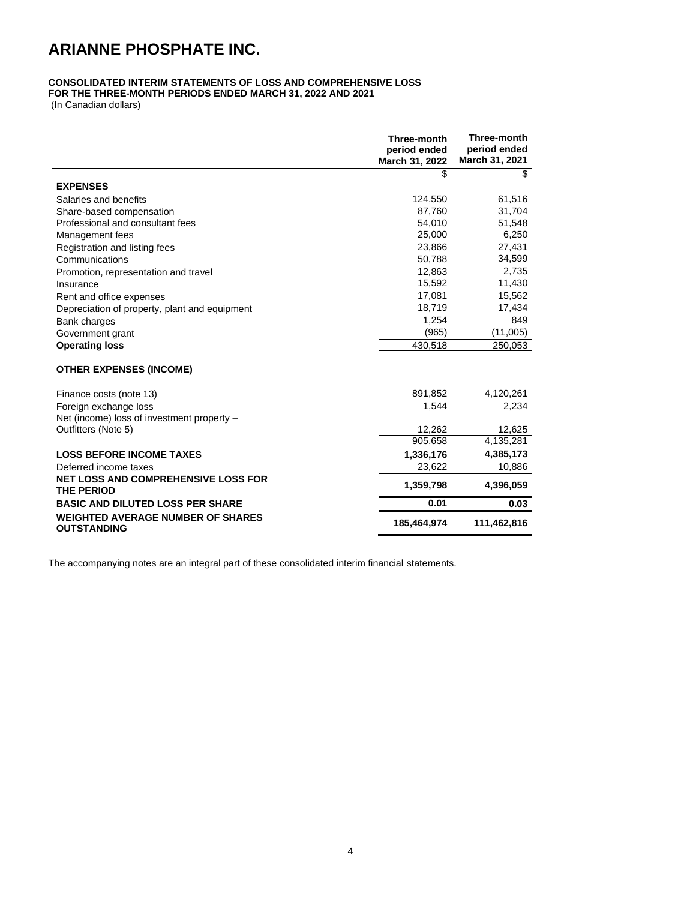# ARIANNE PHOSPHATE INC.

**CONSOLIDATED INTERIM STATEMENTS OF LOSS AND COMPREHENSIVE LOSS**
**FOR THE THREE-MONTH PERIODS ENDED MARCH 31, 2022 AND 2021**
(In Canadian dollars)

| | Three-month period ended March 31, 2022 | Three-month period ended March 31, 2021 |
|---|---|---|
| | $ | $ |
| **EXPENSES** | | |
| Salaries and benefits | 124,550 | 61,516 |
| Share-based compensation | 87,760 | 31,704 |
| Professional and consultant fees | 54,010 | 51,548 |
| Management fees | 25,000 | 6,250 |
| Registration and listing fees | 23,866 | 27,431 |
| Communications | 50,788 | 34,599 |
| Promotion, representation and travel | 12,863 | 2,735 |
| Insurance | 15,592 | 11,430 |
| Rent and office expenses | 17,081 | 15,562 |
| Depreciation of property, plant and equipment | 18,719 | 17,434 |
| Bank charges | 1,254 | 849 |
| Government grant | (965) | (11,005) |
| **Operating loss** | 430,518 | 250,053 |
| **OTHER EXPENSES (INCOME)** | | |
| Finance costs (note 13) | 891,852 | 4,120,261 |
| Foreign exchange loss | 1,544 | 2,234 |
| Net (income) loss of investment property – Outfitters (Note 5) | 12,262 | 12,625 |
| | 905,658 | 4,135,281 |
| **LOSS BEFORE INCOME TAXES** | **1,336,176** | **4,385,173** |
| Deferred income taxes | 23,622 | 10,886 |
| **NET LOSS AND COMPREHENSIVE LOSS FOR THE PERIOD** | **1,359,798** | **4,396,059** |
| **BASIC AND DILUTED LOSS PER SHARE** | **0.01** | **0.03** |
| **WEIGHTED AVERAGE NUMBER OF SHARES OUTSTANDING** | **185,464,974** | **111,462,816** |

The accompanying notes are an integral part of these consolidated interim financial statements.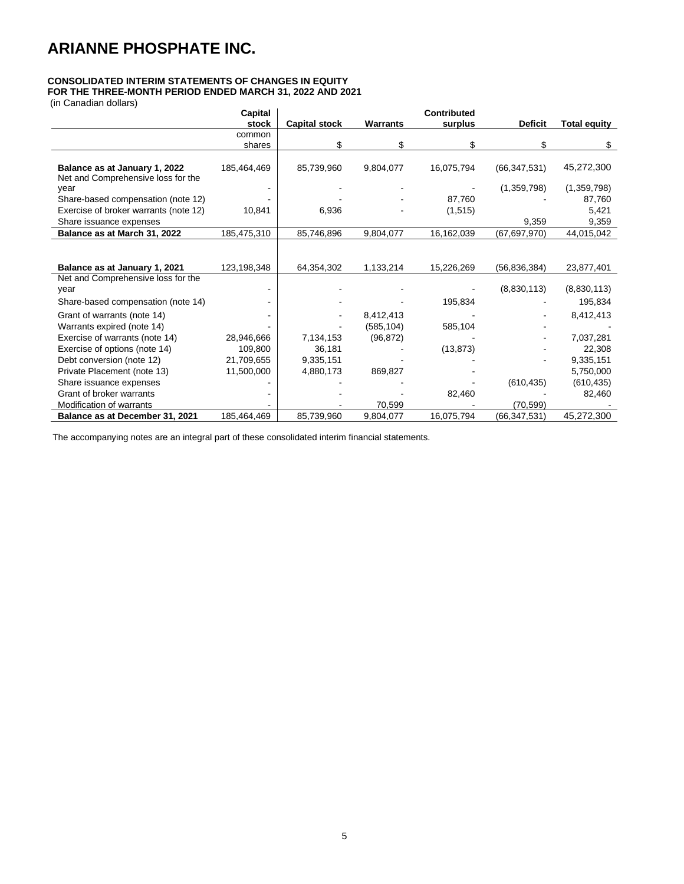# ARIANNE PHOSPHATE INC.

**CONSOLIDATED INTERIM STATEMENTS OF CHANGES IN EQUITY**
**FOR THE THREE-MONTH PERIOD ENDED MARCH 31, 2022 AND 2021**
(in Canadian dollars)

| | Capital stock | Capital stock | Warrants | Contributed surplus | Deficit | Total equity |
|---|---|---|---|---|---|---|
| | common shares | $ | $ | $ | $ | $ |
| **Balance as at January 1, 2022** | 185,464,469 | 85,739,960 | 9,804,077 | 16,075,794 | (66,347,531) | 45,272,300 |
| Net and Comprehensive loss for the year | - | - | - | - | (1,359,798) | (1,359,798) |
| Share-based compensation (note 12) | - | - | - | 87,760 | - | 87,760 |
| Exercise of broker warrants (note 12) | 10,841 | 6,936 | - | (1,515) | | 5,421 |
| Share issuance expenses | | | | | 9,359 | 9,359 |
| **Balance as at March 31, 2022** | 185,475,310 | 85,746,896 | 9,804,077 | 16,162,039 | (67,697,970) | 44,015,042 |
| | | | | | | |
| **Balance as at January 1, 2021** | 123,198,348 | 64,354,302 | 1,133,214 | 15,226,269 | (56,836,384) | 23,877,401 |
| Net and Comprehensive loss for the year | - | - | - | - | (8,830,113) | (8,830,113) |
| Share-based compensation (note 14) | - | - | - | 195,834 | - | 195,834 |
| Grant of warrants (note 14) | - | - | 8,412,413 | - | - | 8,412,413 |
| Warrants expired (note 14) | - | - | (585,104) | 585,104 | - | - |
| Exercise of warrants (note 14) | 28,946,666 | 7,134,153 | (96,872) | - | - | 7,037,281 |
| Exercise of options (note 14) | 109,800 | 36,181 | - | (13,873) | - | 22,308 |
| Debt conversion (note 12) | 21,709,655 | 9,335,151 | - | - | - | 9,335,151 |
| Private Placement (note 13) | 11,500,000 | 4,880,173 | 869,827 | - | | 5,750,000 |
| Share issuance expenses | - | - | - | - | (610,435) | (610,435) |
| Grant of broker warrants | - | - | - | 82,460 | - | 82,460 |
| Modification of warrants | - | - | 70,599 | - | (70,599) | - |
| **Balance as at December 31, 2021** | 185,464,469 | 85,739,960 | 9,804,077 | 16,075,794 | (66,347,531) | 45,272,300 |

The accompanying notes are an integral part of these consolidated interim financial statements.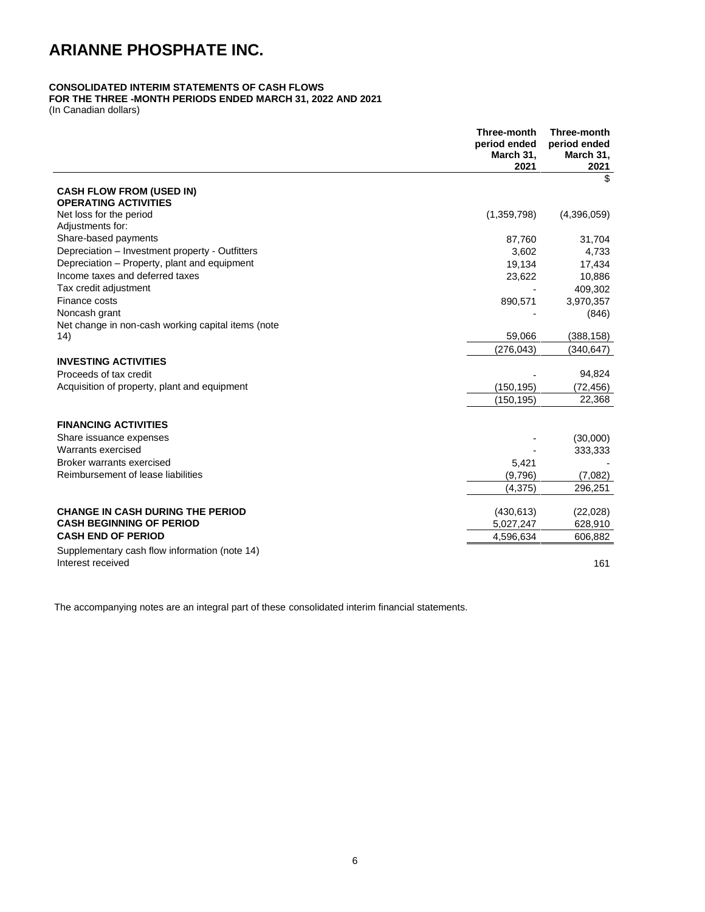# ARIANNE PHOSPHATE INC.

**CONSOLIDATED INTERIM STATEMENTS OF CASH FLOWS**
**FOR THE THREE -MONTH PERIODS ENDED MARCH 31, 2022 AND 2021**
(In Canadian dollars)

| | Three-month period ended March 31, 2021 | Three-month period ended March 31, 2021 |
|---|---|---|
| | | $ |
| **CASH FLOW FROM (USED IN) OPERATING ACTIVITIES** | | |
| Net loss for the period | (1,359,798) | (4,396,059) |
| Adjustments for: | | |
| Share-based payments | 87,760 | 31,704 |
| Depreciation – Investment property - Outfitters | 3,602 | 4,733 |
| Depreciation – Property, plant and equipment | 19,134 | 17,434 |
| Income taxes and deferred taxes | 23,622 | 10,886 |
| Tax credit adjustment | - | 409,302 |
| Finance costs | 890,571 | 3,970,357 |
| Noncash grant | - | (846) |
| Net change in non-cash working capital items (note 14) | 59,066 | (388,158) |
| | (276,043) | (340,647) |
| **INVESTING ACTIVITIES** | | |
| Proceeds of tax credit | - | 94,824 |
| Acquisition of property, plant and equipment | (150,195) | (72,456) |
| | (150,195) | 22,368 |
| **FINANCING ACTIVITIES** | | |
| Share issuance expenses | - | (30,000) |
| Warrants exercised | - | 333,333 |
| Broker warrants exercised | 5,421 | - |
| Reimbursement of lease liabilities | (9,796) | (7,082) |
| | (4,375) | 296,251 |
| **CHANGE IN CASH DURING THE PERIOD** | (430,613) | (22,028) |
| **CASH BEGINNING OF PERIOD** | 5,027,247 | 628,910 |
| **CASH END OF PERIOD** | 4,596,634 | 606,882 |
| Supplementary cash flow information (note 14) | | |
| Interest received | | 161 |

The accompanying notes are an integral part of these consolidated interim financial statements.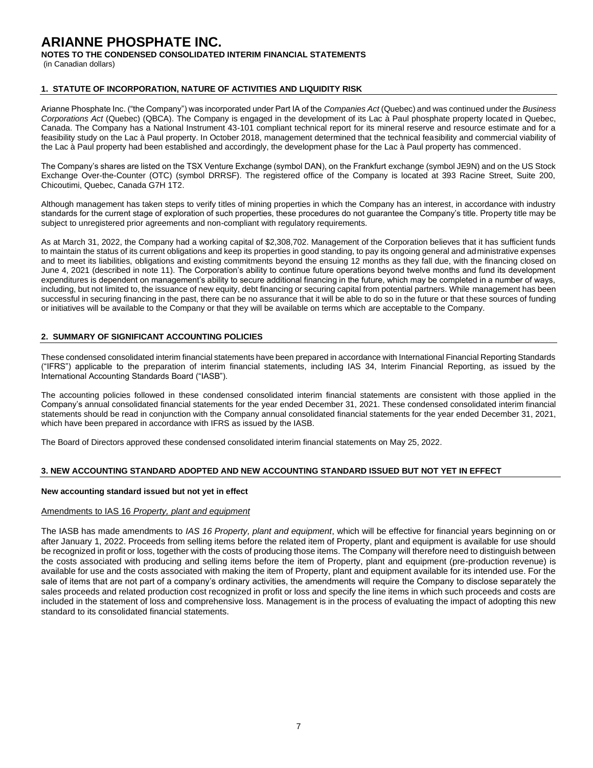# ARIANNE PHOSPHATE INC.

**NOTES TO THE CONDENSED CONSOLIDATED INTERIM FINANCIAL STATEMENTS**

(in Canadian dollars)

## 1. STATUTE OF INCORPORATION, NATURE OF ACTIVITIES AND LIQUIDITY RISK

Arianne Phosphate Inc. ("the Company") was incorporated under Part IA of the *Companies Act* (Quebec) and was continued under the *Business Corporations Act* (Quebec) (QBCA). The Company is engaged in the development of its Lac à Paul phosphate property located in Quebec, Canada. The Company has a National Instrument 43-101 compliant technical report for its mineral reserve and resource estimate and for a feasibility study on the Lac à Paul property. In October 2018, management determined that the technical feasibility and commercial viability of the Lac à Paul property had been established and accordingly, the development phase for the Lac à Paul property has commenced.

The Company's shares are listed on the TSX Venture Exchange (symbol DAN), on the Frankfurt exchange (symbol JE9N) and on the US Stock Exchange Over-the-Counter (OTC) (symbol DRRSF). The registered office of the Company is located at 393 Racine Street, Suite 200, Chicoutimi, Quebec, Canada G7H 1T2.

Although management has taken steps to verify titles of mining properties in which the Company has an interest, in accordance with industry standards for the current stage of exploration of such properties, these procedures do not guarantee the Company's title. Property title may be subject to unregistered prior agreements and non-compliant with regulatory requirements.

As at March 31, 2022, the Company had a working capital of $2,308,702. Management of the Corporation believes that it has sufficient funds to maintain the status of its current obligations and keep its properties in good standing, to pay its ongoing general and administrative expenses and to meet its liabilities, obligations and existing commitments beyond the ensuing 12 months as they fall due, with the financing closed on June 4, 2021 (described in note 11). The Corporation's ability to continue future operations beyond twelve months and fund its development expenditures is dependent on management's ability to secure additional financing in the future, which may be completed in a number of ways, including, but not limited to, the issuance of new equity, debt financing or securing capital from potential partners. While management has been successful in securing financing in the past, there can be no assurance that it will be able to do so in the future or that these sources of funding or initiatives will be available to the Company or that they will be available on terms which are acceptable to the Company.

## 2. SUMMARY OF SIGNIFICANT ACCOUNTING POLICIES

These condensed consolidated interim financial statements have been prepared in accordance with International Financial Reporting Standards ("IFRS") applicable to the preparation of interim financial statements, including IAS 34, Interim Financial Reporting, as issued by the International Accounting Standards Board ("IASB").

The accounting policies followed in these condensed consolidated interim financial statements are consistent with those applied in the Company's annual consolidated financial statements for the year ended December 31, 2021. These condensed consolidated interim financial statements should be read in conjunction with the Company annual consolidated financial statements for the year ended December 31, 2021, which have been prepared in accordance with IFRS as issued by the IASB.

The Board of Directors approved these condensed consolidated interim financial statements on May 25, 2022.

## 3. NEW ACCOUNTING STANDARD ADOPTED AND NEW ACCOUNTING STANDARD ISSUED BUT NOT YET IN EFFECT

**New accounting standard issued but not yet in effect**

Amendments to IAS 16 *Property, plant and equipment*

The IASB has made amendments to *IAS 16 Property, plant and equipment*, which will be effective for financial years beginning on or after January 1, 2022. Proceeds from selling items before the related item of Property, plant and equipment is available for use should be recognized in profit or loss, together with the costs of producing those items. The Company will therefore need to distinguish between the costs associated with producing and selling items before the item of Property, plant and equipment (pre-production revenue) is available for use and the costs associated with making the item of Property, plant and equipment available for its intended use. For the sale of items that are not part of a company's ordinary activities, the amendments will require the Company to disclose separately the sales proceeds and related production cost recognized in profit or loss and specify the line items in which such proceeds and costs are included in the statement of loss and comprehensive loss. Management is in the process of evaluating the impact of adopting this new standard to its consolidated financial statements.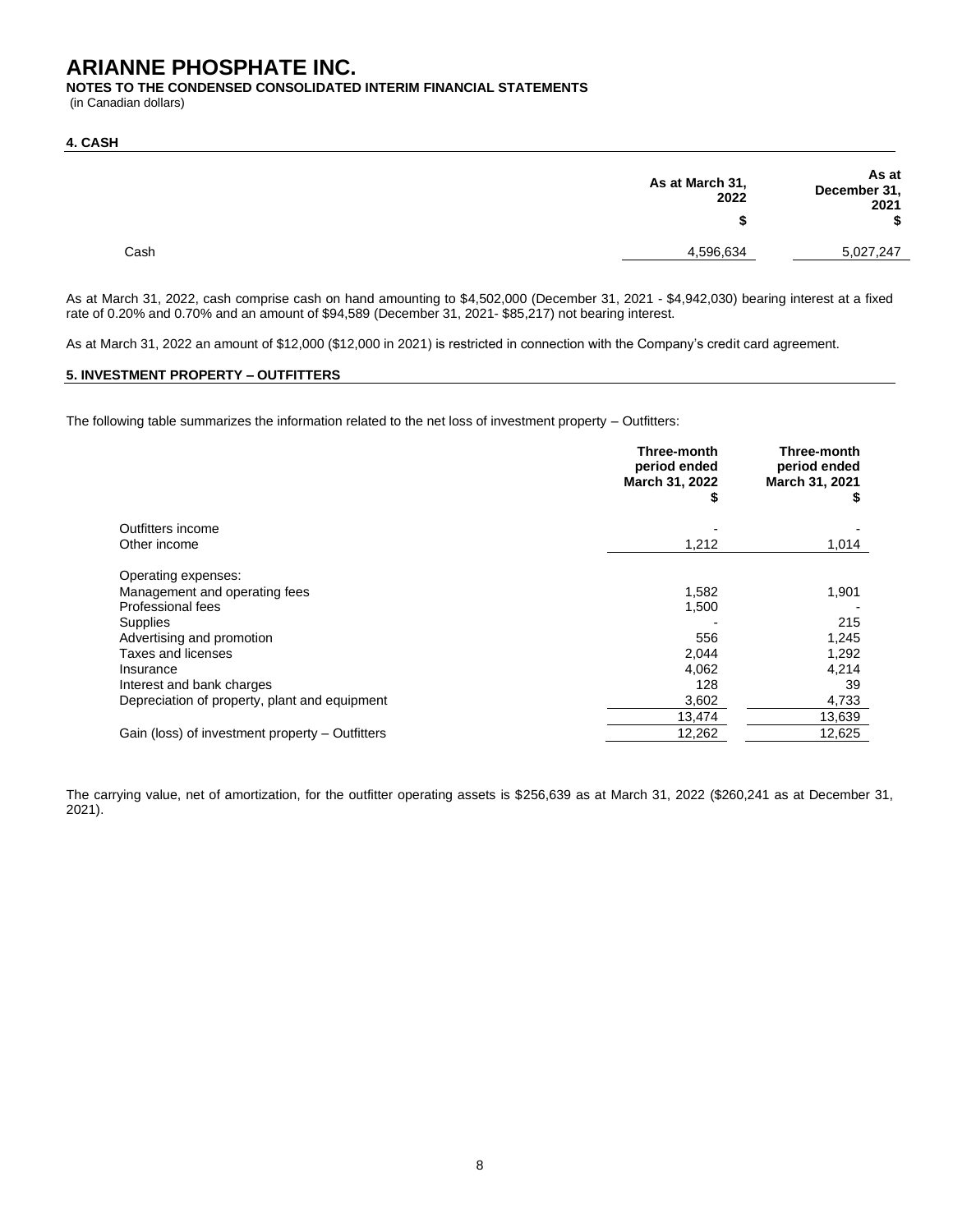# ARIANNE PHOSPHATE INC.

**NOTES TO THE CONDENSED CONSOLIDATED INTERIM FINANCIAL STATEMENTS**
(in Canadian dollars)

## 4. CASH

| | As at March 31, 2022 $ | As at December 31, 2021 $ |
|---|---|---|
| Cash | 4,596,634 | 5,027,247 |

As at March 31, 2022, cash comprise cash on hand amounting to $4,502,000 (December 31, 2021 - $4,942,030) bearing interest at a fixed rate of 0.20% and 0.70% and an amount of $94,589 (December 31, 2021- $85,217) not bearing interest.

As at March 31, 2022 an amount of $12,000 ($12,000 in 2021) is restricted in connection with the Company's credit card agreement.

## 5. INVESTMENT PROPERTY – OUTFITTERS

The following table summarizes the information related to the net loss of investment property – Outfitters:

| | Three-month period ended March 31, 2022 $ | Three-month period ended March 31, 2021 $ |
|---|---|---|
| Outfitters income | - | - |
| Other income | 1,212 | 1,014 |
| Operating expenses: | | |
| Management and operating fees | 1,582 | 1,901 |
| Professional fees | 1,500 | - |
| Supplies | - | 215 |
| Advertising and promotion | 556 | 1,245 |
| Taxes and licenses | 2,044 | 1,292 |
| Insurance | 4,062 | 4,214 |
| Interest and bank charges | 128 | 39 |
| Depreciation of property, plant and equipment | 3,602 | 4,733 |
| | 13,474 | 13,639 |
| Gain (loss) of investment property – Outfitters | 12,262 | 12,625 |

The carrying value, net of amortization, for the outfitter operating assets is $256,639 as at March 31, 2022 ($260,241 as at December 31, 2021).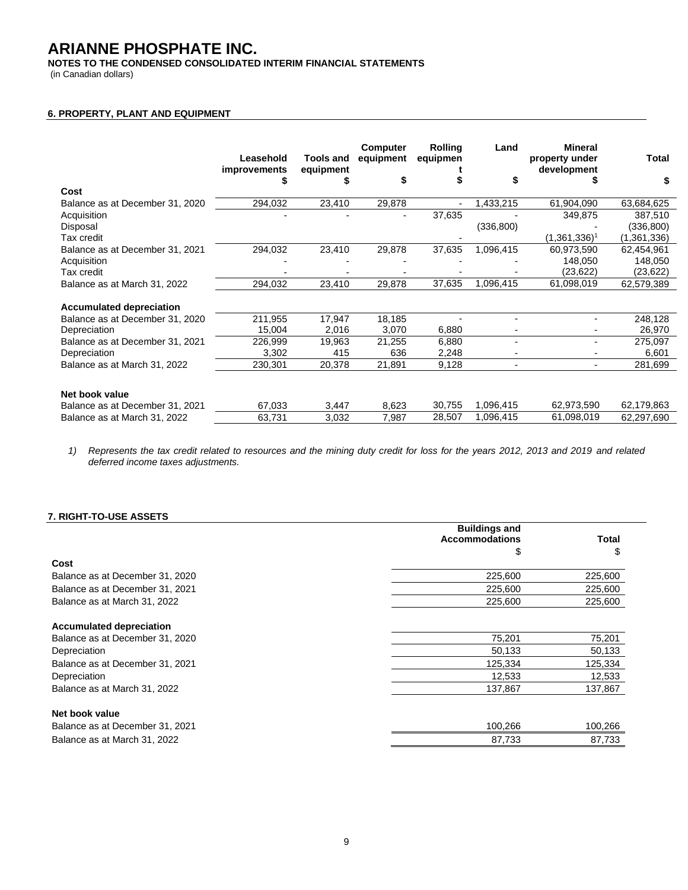# ARIANNE PHOSPHATE INC.

**NOTES TO THE CONDENSED CONSOLIDATED INTERIM FINANCIAL STATEMENTS**

(in Canadian dollars)

## 6. PROPERTY, PLANT AND EQUIPMENT

| | Leasehold improvements | Tools and equipment | Computer equipment | Rolling equipment | Land | Mineral property under development | Total |
|---|---|---|---|---|---|---|---|
| | $ | $ | $ | $ | $ | $ | $ |
| **Cost** | | | | | | | |
| Balance as at December 31, 2020 | 294,032 | 23,410 | 29,878 | - | 1,433,215 | 61,904,090 | 63,684,625 |
| Acquisition | - | - | - | 37,635 | - | 349,875 | 387,510 |
| Disposal | | | | | (336,800) | - | (336,800) |
| Tax credit | | | | - | | (1,361,336)[1] | (1,361,336) |
| Balance as at December 31, 2021 | 294,032 | 23,410 | 29,878 | 37,635 | 1,096,415 | 60,973,590 | 62,454,961 |
| Acquisition | - | - | - | - | - | 148,050 | 148,050 |
| Tax credit | - | - | - | - | - | (23,622) | (23,622) |
| Balance as at March 31, 2022 | 294,032 | 23,410 | 29,878 | 37,635 | 1,096,415 | 61,098,019 | 62,579,389 |
| **Accumulated depreciation** | | | | | | | |
| Balance as at December 31, 2020 | 211,955 | 17,947 | 18,185 | - | - | - | 248,128 |
| Depreciation | 15,004 | 2,016 | 3,070 | 6,880 | - | - | 26,970 |
| Balance as at December 31, 2021 | 226,999 | 19,963 | 21,255 | 6,880 | - | - | 275,097 |
| Depreciation | 3,302 | 415 | 636 | 2,248 | - | - | 6,601 |
| Balance as at March 31, 2022 | 230,301 | 20,378 | 21,891 | 9,128 | - | - | 281,699 |
| **Net book value** | | | | | | | |
| Balance as at December 31, 2021 | 67,033 | 3,447 | 8,623 | 30,755 | 1,096,415 | 62,973,590 | 62,179,863 |
| Balance as at March 31, 2022 | 63,731 | 3,032 | 7,987 | 28,507 | 1,096,415 | 61,098,019 | 62,297,690 |

1) *Represents the tax credit related to resources and the mining duty credit for loss for the years 2012, 2013 and 2019 and related deferred income taxes adjustments.*

## 7. RIGHT-TO-USE ASSETS

| | Buildings and Accommodations | Total |
|---|---|---|
| | $ | $ |
| **Cost** | | |
| Balance as at December 31, 2020 | 225,600 | 225,600 |
| Balance as at December 31, 2021 | 225,600 | 225,600 |
| Balance as at March 31, 2022 | 225,600 | 225,600 |
| **Accumulated depreciation** | | |
| Balance as at December 31, 2020 | 75,201 | 75,201 |
| Depreciation | 50,133 | 50,133 |
| Balance as at December 31, 2021 | 125,334 | 125,334 |
| Depreciation | 12,533 | 12,533 |
| Balance as at March 31, 2022 | 137,867 | 137,867 |
| **Net book value** | | |
| Balance as at December 31, 2021 | 100,266 | 100,266 |
| Balance as at March 31, 2022 | 87,733 | 87,733 |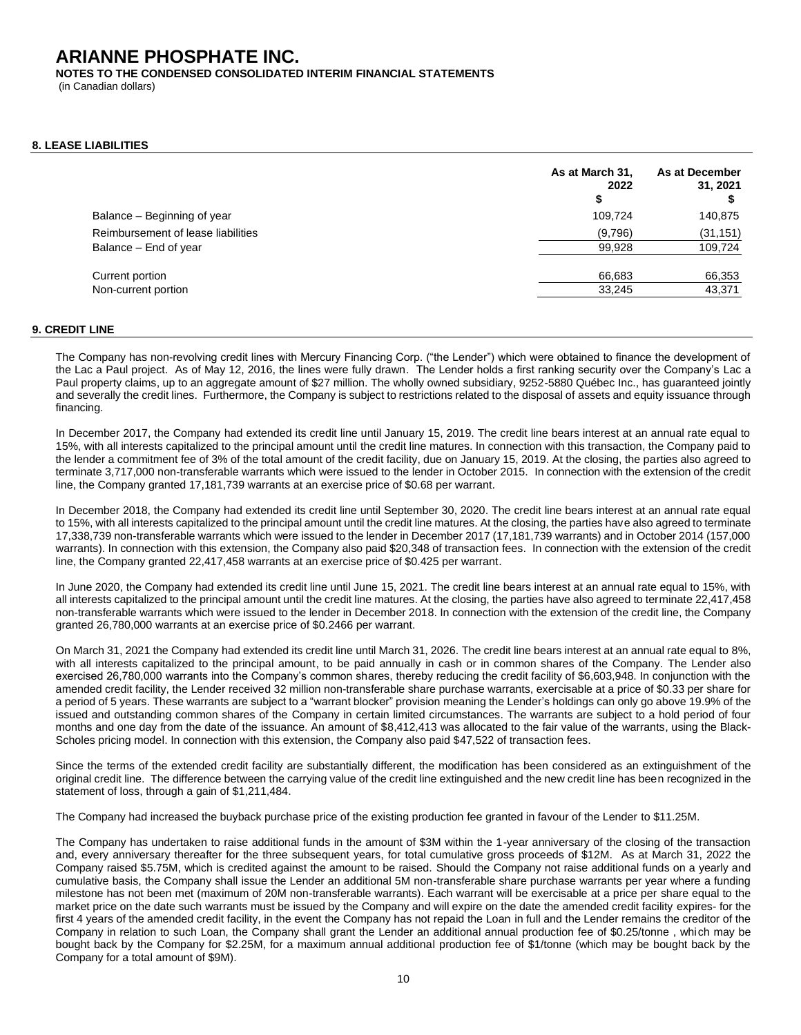## 8. LEASE LIABILITIES

| | As at March 31, 2022 $ | As at December 31, 2021 $ |
|---|---|---|
| Balance – Beginning of year | 109,724 | 140,875 |
| Reimbursement of lease liabilities | (9,796) | (31,151) |
| Balance – End of year | 99,928 | 109,724 |
| Current portion | 66,683 | 66,353 |
| Non-current portion | 33,245 | 43,371 |

## 9. CREDIT LINE

The Company has non-revolving credit lines with Mercury Financing Corp. ("the Lender") which were obtained to finance the development of the Lac a Paul project. As of May 12, 2016, the lines were fully drawn. The Lender holds a first ranking security over the Company's Lac a Paul property claims, up to an aggregate amount of $27 million. The wholly owned subsidiary, 9252-5880 Québec Inc., has guaranteed jointly and severally the credit lines. Furthermore, the Company is subject to restrictions related to the disposal of assets and equity issuance through financing.

In December 2017, the Company had extended its credit line until January 15, 2019. The credit line bears interest at an annual rate equal to 15%, with all interests capitalized to the principal amount until the credit line matures. In connection with this transaction, the Company paid to the lender a commitment fee of 3% of the total amount of the credit facility, due on January 15, 2019. At the closing, the parties also agreed to terminate 3,717,000 non-transferable warrants which were issued to the lender in October 2015. In connection with the extension of the credit line, the Company granted 17,181,739 warrants at an exercise price of $0.68 per warrant.

In December 2018, the Company had extended its credit line until September 30, 2020. The credit line bears interest at an annual rate equal to 15%, with all interests capitalized to the principal amount until the credit line matures. At the closing, the parties have also agreed to terminate 17,338,739 non-transferable warrants which were issued to the lender in December 2017 (17,181,739 warrants) and in October 2014 (157,000 warrants). In connection with this extension, the Company also paid $20,348 of transaction fees. In connection with the extension of the credit line, the Company granted 22,417,458 warrants at an exercise price of $0.425 per warrant.

In June 2020, the Company had extended its credit line until June 15, 2021. The credit line bears interest at an annual rate equal to 15%, with all interests capitalized to the principal amount until the credit line matures. At the closing, the parties have also agreed to terminate 22,417,458 non-transferable warrants which were issued to the lender in December 2018. In connection with the extension of the credit line, the Company granted 26,780,000 warrants at an exercise price of $0.2466 per warrant.

On March 31, 2021 the Company had extended its credit line until March 31, 2026. The credit line bears interest at an annual rate equal to 8%, with all interests capitalized to the principal amount, to be paid annually in cash or in common shares of the Company. The Lender also exercised 26,780,000 warrants into the Company's common shares, thereby reducing the credit facility of $6,603,948. In conjunction with the amended credit facility, the Lender received 32 million non-transferable share purchase warrants, exercisable at a price of $0.33 per share for a period of 5 years. These warrants are subject to a "warrant blocker" provision meaning the Lender's holdings can only go above 19.9% of the issued and outstanding common shares of the Company in certain limited circumstances. The warrants are subject to a hold period of four months and one day from the date of the issuance. An amount of $8,412,413 was allocated to the fair value of the warrants, using the Black-Scholes pricing model. In connection with this extension, the Company also paid $47,522 of transaction fees.

Since the terms of the extended credit facility are substantially different, the modification has been considered as an extinguishment of the original credit line. The difference between the carrying value of the credit line extinguished and the new credit line has been recognized in the statement of loss, through a gain of $1,211,484.

The Company had increased the buyback purchase price of the existing production fee granted in favour of the Lender to $11.25M.

The Company has undertaken to raise additional funds in the amount of $3M within the 1-year anniversary of the closing of the transaction and, every anniversary thereafter for the three subsequent years, for total cumulative gross proceeds of $12M. As at March 31, 2022 the Company raised $5.75M, which is credited against the amount to be raised. Should the Company not raise additional funds on a yearly and cumulative basis, the Company shall issue the Lender an additional 5M non-transferable share purchase warrants per year where a funding milestone has not been met (maximum of 20M non-transferable warrants). Each warrant will be exercisable at a price per share equal to the market price on the date such warrants must be issued by the Company and will expire on the date the amended credit facility expires- for the first 4 years of the amended credit facility, in the event the Company has not repaid the Loan in full and the Lender remains the creditor of the Company in relation to such Loan, the Company shall grant the Lender an additional annual production fee of $0.25/tonne , which may be bought back by the Company for $2.25M, for a maximum annual additional production fee of $1/tonne (which may be bought back by the Company for a total amount of $9M).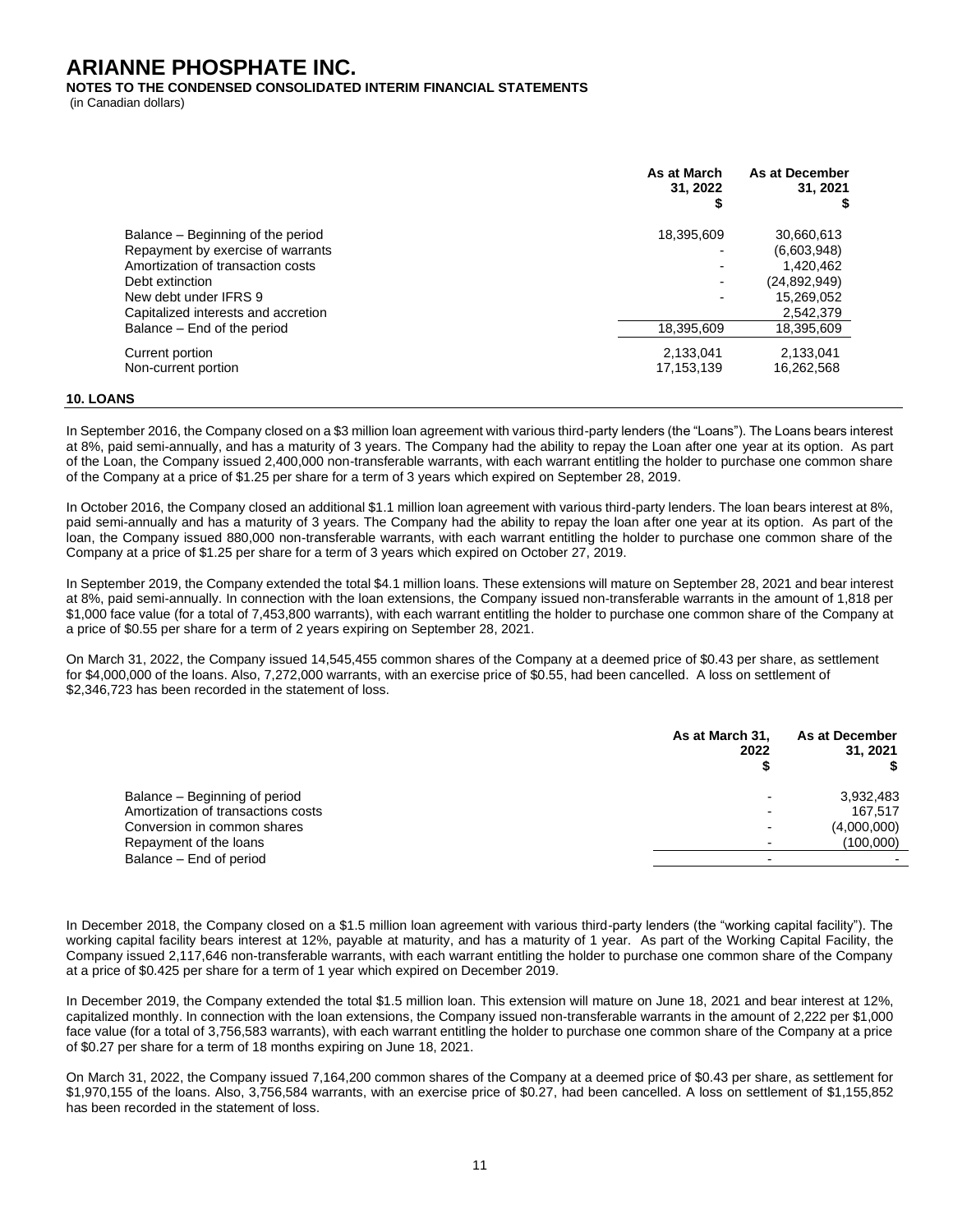# ARIANNE PHOSPHATE INC.

**NOTES TO THE CONDENSED CONSOLIDATED INTERIM FINANCIAL STATEMENTS**

(in Canadian dollars)

| | As at March 31, 2022 $ | As at December 31, 2021 $ |
|---|---|---|
| Balance – Beginning of the period | 18,395,609 | 30,660,613 |
| Repayment by exercise of warrants | - | (6,603,948) |
| Amortization of transaction costs | - | 1,420,462 |
| Debt extinction | - | (24,892,949) |
| New debt under IFRS 9 | - | 15,269,052 |
| Capitalized interests and accretion | | 2,542,379 |
| Balance – End of the period | 18,395,609 | 18,395,609 |
| Current portion | 2,133,041 | 2,133,041 |
| Non-current portion | 17,153,139 | 16,262,568 |

## 10. LOANS

In September 2016, the Company closed on a $3 million loan agreement with various third-party lenders (the "Loans"). The Loans bears interest at 8%, paid semi-annually, and has a maturity of 3 years. The Company had the ability to repay the Loan after one year at its option. As part of the Loan, the Company issued 2,400,000 non-transferable warrants, with each warrant entitling the holder to purchase one common share of the Company at a price of $1.25 per share for a term of 3 years which expired on September 28, 2019.

In October 2016, the Company closed an additional $1.1 million loan agreement with various third-party lenders. The loan bears interest at 8%, paid semi-annually and has a maturity of 3 years. The Company had the ability to repay the loan after one year at its option. As part of the loan, the Company issued 880,000 non-transferable warrants, with each warrant entitling the holder to purchase one common share of the Company at a price of $1.25 per share for a term of 3 years which expired on October 27, 2019.

In September 2019, the Company extended the total $4.1 million loans. These extensions will mature on September 28, 2021 and bear interest at 8%, paid semi-annually. In connection with the loan extensions, the Company issued non-transferable warrants in the amount of 1,818 per $1,000 face value (for a total of 7,453,800 warrants), with each warrant entitling the holder to purchase one common share of the Company at a price of $0.55 per share for a term of 2 years expiring on September 28, 2021.

On March 31, 2022, the Company issued 14,545,455 common shares of the Company at a deemed price of $0.43 per share, as settlement for $4,000,000 of the loans. Also, 7,272,000 warrants, with an exercise price of $0.55, had been cancelled. A loss on settlement of $2,346,723 has been recorded in the statement of loss.

| | As at March 31, 2022 $ | As at December 31, 2021 $ |
|---|---|---|
| Balance – Beginning of period | - | 3,932,483 |
| Amortization of transactions costs | - | 167,517 |
| Conversion in common shares | - | (4,000,000) |
| Repayment of the loans | - | (100,000) |
| Balance – End of period | - | - |

In December 2018, the Company closed on a $1.5 million loan agreement with various third-party lenders (the "working capital facility"). The working capital facility bears interest at 12%, payable at maturity, and has a maturity of 1 year. As part of the Working Capital Facility, the Company issued 2,117,646 non-transferable warrants, with each warrant entitling the holder to purchase one common share of the Company at a price of $0.425 per share for a term of 1 year which expired on December 2019.

In December 2019, the Company extended the total $1.5 million loan. This extension will mature on June 18, 2021 and bear interest at 12%, capitalized monthly. In connection with the loan extensions, the Company issued non-transferable warrants in the amount of 2,222 per $1,000 face value (for a total of 3,756,583 warrants), with each warrant entitling the holder to purchase one common share of the Company at a price of $0.27 per share for a term of 18 months expiring on June 18, 2021.

On March 31, 2022, the Company issued 7,164,200 common shares of the Company at a deemed price of $0.43 per share, as settlement for $1,970,155 of the loans. Also, 3,756,584 warrants, with an exercise price of $0.27, had been cancelled. A loss on settlement of $1,155,852 has been recorded in the statement of loss.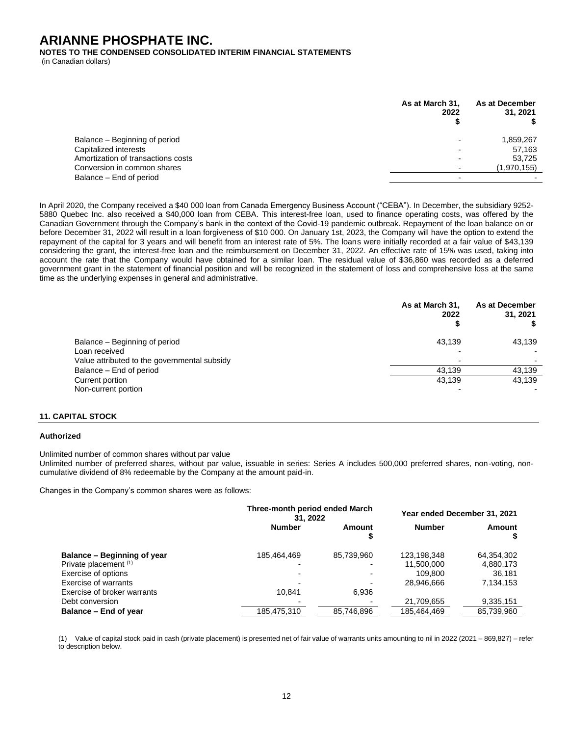| | As at March 31, 2022 $ | As at December 31, 2021 $ |
|---|---|---|
| Balance – Beginning of period | - | 1,859,267 |
| Capitalized interests | - | 57,163 |
| Amortization of transactions costs | - | 53,725 |
| Conversion in common shares | - | (1,970,155) |
| Balance – End of period | - | - |

In April 2020, the Company received a $40 000 loan from Canada Emergency Business Account ("CEBA"). In December, the subsidiary 9252-5880 Quebec Inc. also received a $40,000 loan from CEBA. This interest-free loan, used to finance operating costs, was offered by the Canadian Government through the Company's bank in the context of the Covid-19 pandemic outbreak. Repayment of the loan balance on or before December 31, 2022 will result in a loan forgiveness of $10 000. On January 1st, 2023, the Company will have the option to extend the repayment of the capital for 3 years and will benefit from an interest rate of 5%. The loans were initially recorded at a fair value of $43,139 considering the grant, the interest-free loan and the reimbursement on December 31, 2022. An effective rate of 15% was used, taking into account the rate that the Company would have obtained for a similar loan. The residual value of $36,860 was recorded as a deferred government grant in the statement of financial position and will be recognized in the statement of loss and comprehensive loss at the same time as the underlying expenses in general and administrative.

| | As at March 31, 2022 $ | As at December 31, 2021 $ |
|---|---|---|
| Balance – Beginning of period | 43,139 | 43,139 |
| Loan received | - | - |
| Value attributed to the governmental subsidy | - | - |
| Balance – End of period | 43,139 | 43,139 |
| Current portion | 43,139 | 43,139 |
| Non-current portion | - | - |

## 11. CAPITAL STOCK

### Authorized

Unlimited number of common shares without par value
Unlimited number of preferred shares, without par value, issuable in series: Series A includes 500,000 preferred shares, non-voting, non-cumulative dividend of 8% redeemable by the Company at the amount paid-in.

Changes in the Company's common shares were as follows:

| | Three-month period ended March 31, 2022 | | Year ended December 31, 2021 | |
|---|---|---|---|---|
| | Number | Amount $ | Number | Amount $ |
| **Balance – Beginning of year** | 185,464,469 | 85,739,960 | 123,198,348 | 64,354,302 |
| Private placement [(1)] | - | - | 11,500,000 | 4,880,173 |
| Exercise of options | - | - | 109,800 | 36,181 |
| Exercise of warrants | - | - | 28,946,666 | 7,134,153 |
| Exercise of broker warrants | 10,841 | 6,936 | | |
| Debt conversion | - | - | 21,709,655 | 9,335,151 |
| **Balance – End of year** | 185,475,310 | 85,746,896 | 185,464,469 | 85,739,960 |

(1) Value of capital stock paid in cash (private placement) is presented net of fair value of warrants units amounting to nil in 2022 (2021 – 869,827) – refer to description below.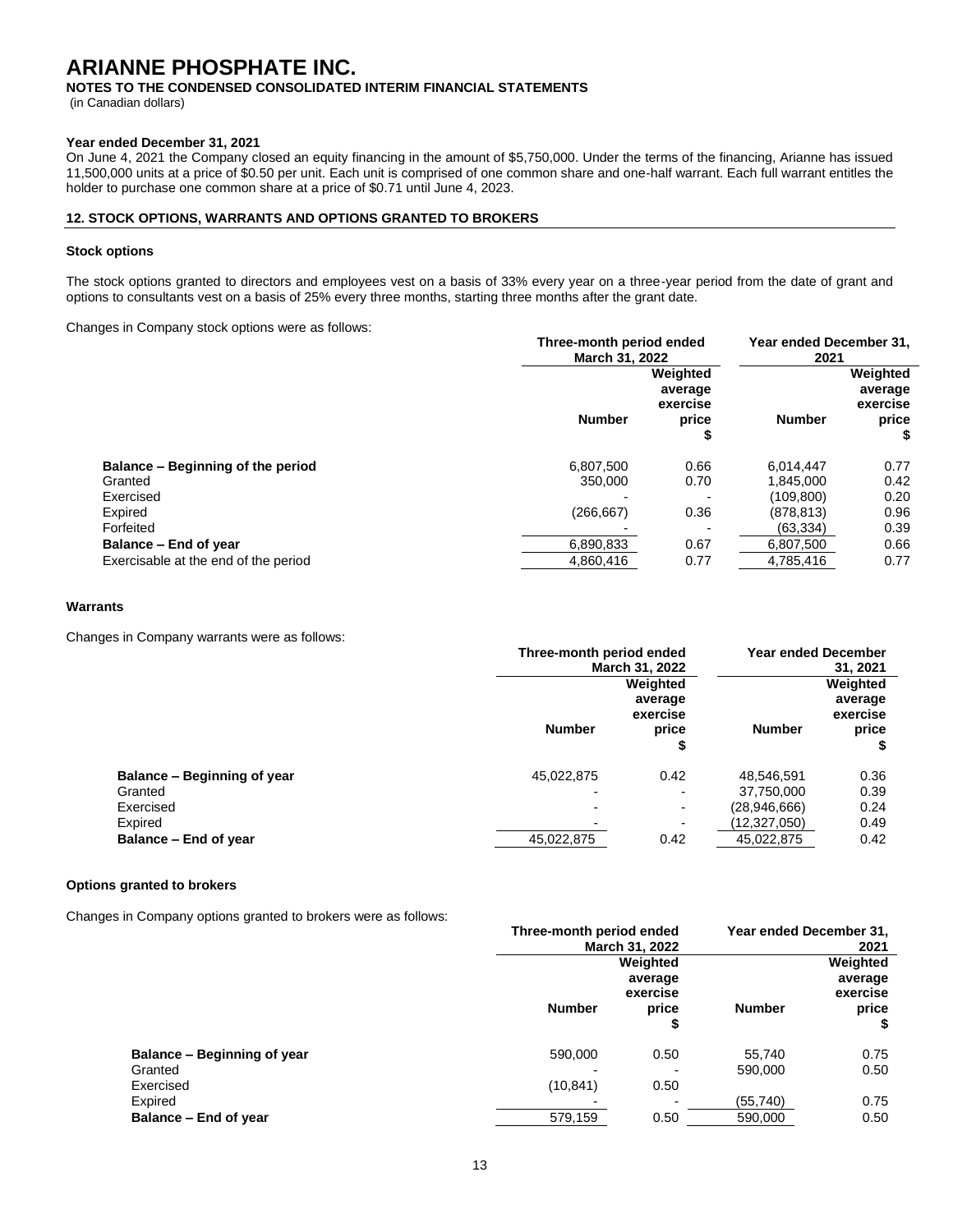# ARIANNE PHOSPHATE INC.

**NOTES TO THE CONDENSED CONSOLIDATED INTERIM FINANCIAL STATEMENTS**

(in Canadian dollars)

**Year ended December 31, 2021**

On June 4, 2021 the Company closed an equity financing in the amount of $5,750,000. Under the terms of the financing, Arianne has issued 11,500,000 units at a price of $0.50 per unit. Each unit is comprised of one common share and one-half warrant. Each full warrant entitles the holder to purchase one common share at a price of $0.71 until June 4, 2023.

## 12. STOCK OPTIONS, WARRANTS AND OPTIONS GRANTED TO BROKERS

### Stock options

The stock options granted to directors and employees vest on a basis of 33% every year on a three-year period from the date of grant and options to consultants vest on a basis of 25% every three months, starting three months after the grant date.

Changes in Company stock options were as follows:

| | Three-month period ended March 31, 2022 | | Year ended December 31, 2021 | |
|---|---|---|---|---|
| | Number | Weighted average exercise price $ | Number | Weighted average exercise price $ |
| **Balance – Beginning of the period** | 6,807,500 | 0.66 | 6,014,447 | 0.77 |
| Granted | 350,000 | 0.70 | 1,845,000 | 0.42 |
| Exercised | - | - | (109,800) | 0.20 |
| Expired | (266,667) | 0.36 | (878,813) | 0.96 |
| Forfeited | - | - | (63,334) | 0.39 |
| **Balance – End of year** | 6,890,833 | 0.67 | 6,807,500 | 0.66 |
| Exercisable at the end of the period | 4,860,416 | 0.77 | 4,785,416 | 0.77 |

### Warrants

Changes in Company warrants were as follows:

| | Three-month period ended March 31, 2022 | | Year ended December 31, 2021 | |
|---|---|---|---|---|
| | Number | Weighted average exercise price $ | Number | Weighted average exercise price $ |
| **Balance – Beginning of year** | 45,022,875 | 0.42 | 48,546,591 | 0.36 |
| Granted | - | - | 37,750,000 | 0.39 |
| Exercised | - | - | (28,946,666) | 0.24 |
| Expired | - | - | (12,327,050) | 0.49 |
| **Balance – End of year** | 45,022,875 | 0.42 | 45,022,875 | 0.42 |

### Options granted to brokers

Changes in Company options granted to brokers were as follows:

| | Three-month period ended March 31, 2022 | | Year ended December 31, 2021 | |
|---|---|---|---|---|
| | Number | Weighted average exercise price $ | Number | Weighted average exercise price $ |
| **Balance – Beginning of year** | 590,000 | 0.50 | 55,740 | 0.75 |
| Granted | - | - | 590,000 | 0.50 |
| Exercised | (10,841) | 0.50 | | |
| Expired | - | - | (55,740) | 0.75 |
| **Balance – End of year** | 579,159 | 0.50 | 590,000 | 0.50 |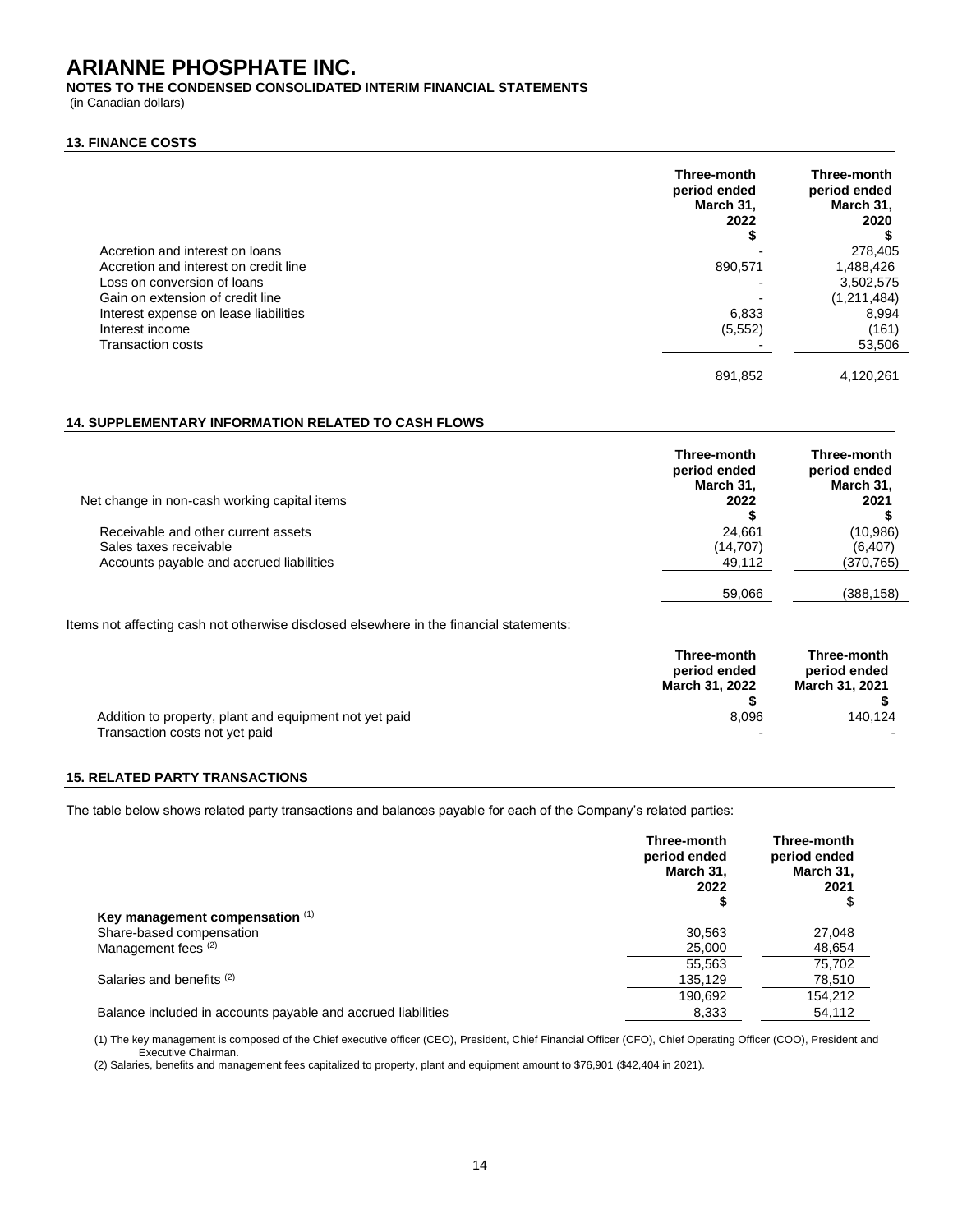# ARIANNE PHOSPHATE INC.

**NOTES TO THE CONDENSED CONSOLIDATED INTERIM FINANCIAL STATEMENTS**

(in Canadian dollars)

## 13. FINANCE COSTS

| | Three-month period ended March 31, 2022 $ | Three-month period ended March 31, 2020 $ |
|---|---|---|
| Accretion and interest on loans | - | 278,405 |
| Accretion and interest on credit line | 890,571 | 1,488,426 |
| Loss on conversion of loans | - | 3,502,575 |
| Gain on extension of credit line | - | (1,211,484) |
| Interest expense on lease liabilities | 6,833 | 8,994 |
| Interest income | (5,552) | (161) |
| Transaction costs | - | 53,506 |
| | 891,852 | 4,120,261 |

## 14. SUPPLEMENTARY INFORMATION RELATED TO CASH FLOWS

| Net change in non-cash working capital items | Three-month period ended March 31, 2022 $ | Three-month period ended March 31, 2021 $ |
|---|---|---|
| Receivable and other current assets | 24,661 | (10,986) |
| Sales taxes receivable | (14,707) | (6,407) |
| Accounts payable and accrued liabilities | 49,112 | (370,765) |
| | 59,066 | (388,158) |

Items not affecting cash not otherwise disclosed elsewhere in the financial statements:

| | Three-month period ended March 31, 2022 $ | Three-month period ended March 31, 2021 $ |
|---|---|---|
| Addition to property, plant and equipment not yet paid | 8,096 | 140,124 |
| Transaction costs not yet paid | - | - |

## 15. RELATED PARTY TRANSACTIONS

The table below shows related party transactions and balances payable for each of the Company's related parties:

| | Three-month period ended March 31, 2022 $ | Three-month period ended March 31, 2021 $ |
|---|---|---|
| **Key management compensation** [(1)] | | |
| Share-based compensation | 30,563 | 27,048 |
| Management fees [(2)] | 25,000 | 48,654 |
| | 55,563 | 75,702 |
| Salaries and benefits [(2)] | 135,129 | 78,510 |
| | 190,692 | 154,212 |
| Balance included in accounts payable and accrued liabilities | 8,333 | 54,112 |

(1) The key management is composed of the Chief executive officer (CEO), President, Chief Financial Officer (CFO), Chief Operating Officer (COO), President and Executive Chairman.

(2) Salaries, benefits and management fees capitalized to property, plant and equipment amount to $76,901 ($42,404 in 2021).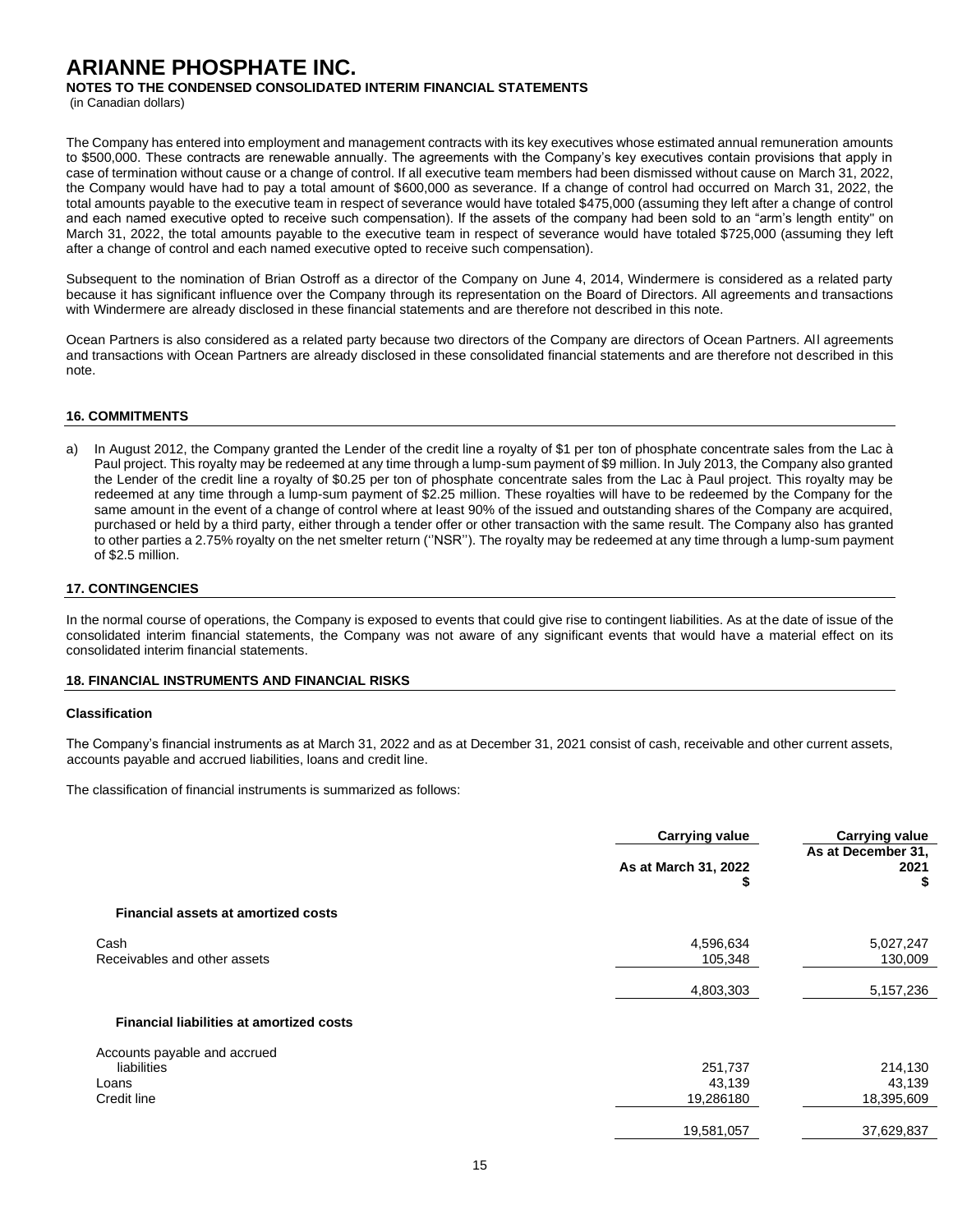# ARIANNE PHOSPHATE INC.

**NOTES TO THE CONDENSED CONSOLIDATED INTERIM FINANCIAL STATEMENTS**

(in Canadian dollars)

The Company has entered into employment and management contracts with its key executives whose estimated annual remuneration amounts to $500,000. These contracts are renewable annually. The agreements with the Company's key executives contain provisions that apply in case of termination without cause or a change of control. If all executive team members had been dismissed without cause on March 31, 2022, the Company would have had to pay a total amount of $600,000 as severance. If a change of control had occurred on March 31, 2022, the total amounts payable to the executive team in respect of severance would have totaled $475,000 (assuming they left after a change of control and each named executive opted to receive such compensation). If the assets of the company had been sold to an "arm's length entity" on March 31, 2022, the total amounts payable to the executive team in respect of severance would have totaled $725,000 (assuming they left after a change of control and each named executive opted to receive such compensation).

Subsequent to the nomination of Brian Ostroff as a director of the Company on June 4, 2014, Windermere is considered as a related party because it has significant influence over the Company through its representation on the Board of Directors. All agreements and transactions with Windermere are already disclosed in these financial statements and are therefore not described in this note.

Ocean Partners is also considered as a related party because two directors of the Company are directors of Ocean Partners. All agreements and transactions with Ocean Partners are already disclosed in these consolidated financial statements and are therefore not described in this note.

## 16. COMMITMENTS

a) In August 2012, the Company granted the Lender of the credit line a royalty of $1 per ton of phosphate concentrate sales from the Lac à Paul project. This royalty may be redeemed at any time through a lump-sum payment of $9 million. In July 2013, the Company also granted the Lender of the credit line a royalty of $0.25 per ton of phosphate concentrate sales from the Lac à Paul project. This royalty may be redeemed at any time through a lump-sum payment of $2.25 million. These royalties will have to be redeemed by the Company for the same amount in the event of a change of control where at least 90% of the issued and outstanding shares of the Company are acquired, purchased or held by a third party, either through a tender offer or other transaction with the same result. The Company also has granted to other parties a 2.75% royalty on the net smelter return (''NSR''). The royalty may be redeemed at any time through a lump-sum payment of $2.5 million.

## 17. CONTINGENCIES

In the normal course of operations, the Company is exposed to events that could give rise to contingent liabilities. As at the date of issue of the consolidated interim financial statements, the Company was not aware of any significant events that would have a material effect on its consolidated interim financial statements.

## 18. FINANCIAL INSTRUMENTS AND FINANCIAL RISKS

### Classification

The Company's financial instruments as at March 31, 2022 and as at December 31, 2021 consist of cash, receivable and other current assets, accounts payable and accrued liabilities, loans and credit line.

The classification of financial instruments is summarized as follows:

| | Carrying value<br>As at March 31, 2022<br>$ | Carrying value<br>As at December 31, 2021<br>$ |
|---|---|---|
| **Financial assets at amortized costs** | | |
| Cash | 4,596,634 | 5,027,247 |
| Receivables and other assets | 105,348 | 130,009 |
| | 4,803,303 | 5,157,236 |
| **Financial liabilities at amortized costs** | | |
| Accounts payable and accrued liabilities | 251,737 | 214,130 |
| Loans | 43,139 | 43,139 |
| Credit line | 19,286180 | 18,395,609 |
| | 19,581,057 | 37,629,837 |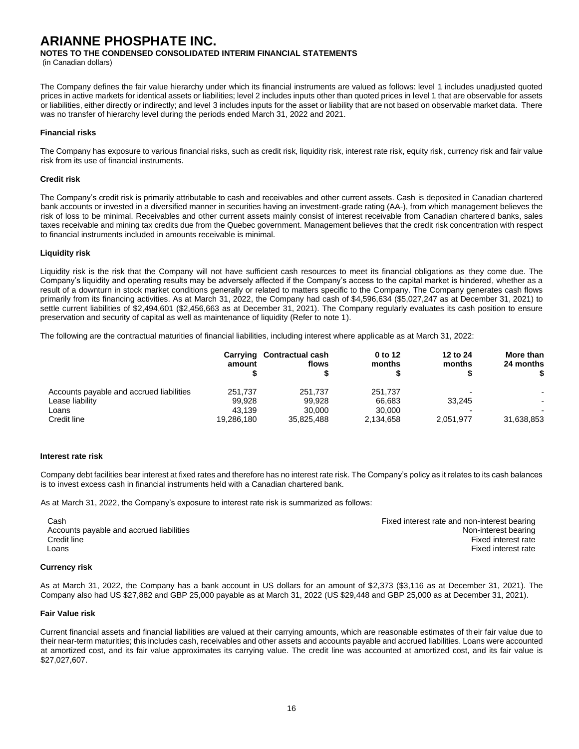# ARIANNE PHOSPHATE INC.

**NOTES TO THE CONDENSED CONSOLIDATED INTERIM FINANCIAL STATEMENTS**

(in Canadian dollars)

The Company defines the fair value hierarchy under which its financial instruments are valued as follows: level 1 includes unadjusted quoted prices in active markets for identical assets or liabilities; level 2 includes inputs other than quoted prices in level 1 that are observable for assets or liabilities, either directly or indirectly; and level 3 includes inputs for the asset or liability that are not based on observable market data. There was no transfer of hierarchy level during the periods ended March 31, 2022 and 2021.

**Financial risks**

The Company has exposure to various financial risks, such as credit risk, liquidity risk, interest rate risk, equity risk, currency risk and fair value risk from its use of financial instruments.

**Credit risk**

The Company's credit risk is primarily attributable to cash and receivables and other current assets. Cash is deposited in Canadian chartered bank accounts or invested in a diversified manner in securities having an investment-grade rating (AA-), from which management believes the risk of loss to be minimal. Receivables and other current assets mainly consist of interest receivable from Canadian chartered banks, sales taxes receivable and mining tax credits due from the Quebec government. Management believes that the credit risk concentration with respect to financial instruments included in amounts receivable is minimal.

**Liquidity risk**

Liquidity risk is the risk that the Company will not have sufficient cash resources to meet its financial obligations as they come due. The Company's liquidity and operating results may be adversely affected if the Company's access to the capital market is hindered, whether as a result of a downturn in stock market conditions generally or related to matters specific to the Company. The Company generates cash flows primarily from its financing activities. As at March 31, 2022, the Company had cash of $4,596,634 ($5,027,247 as at December 31, 2021) to settle current liabilities of $2,494,601 ($2,456,663 as at December 31, 2021). The Company regularly evaluates its cash position to ensure preservation and security of capital as well as maintenance of liquidity (Refer to note 1).

The following are the contractual maturities of financial liabilities, including interest where applicable as at March 31, 2022:

| | Carrying amount $ | Contractual cash flows $ | 0 to 12 months $ | 12 to 24 months $ | More than 24 months $ |
|---|---|---|---|---|---|
| Accounts payable and accrued liabilities | 251,737 | 251,737 | 251,737 | - | - |
| Lease liability | 99,928 | 99,928 | 66,683 | 33,245 | - |
| Loans | 43,139 | 30,000 | 30,000 | - | - |
| Credit line | 19,286,180 | 35,825,488 | 2,134,658 | 2,051,977 | 31,638,853 |

**Interest rate risk**

Company debt facilities bear interest at fixed rates and therefore has no interest rate risk. The Company's policy as it relates to its cash balances is to invest excess cash in financial instruments held with a Canadian chartered bank.

As at March 31, 2022, the Company's exposure to interest rate risk is summarized as follows:

| | |
|---|---|
| Cash | Fixed interest rate and non-interest bearing |
| Accounts payable and accrued liabilities | Non-interest bearing |
| Credit line | Fixed interest rate |
| Loans | Fixed interest rate |

**Currency risk**

As at March 31, 2022, the Company has a bank account in US dollars for an amount of $2,373 ($3,116 as at December 31, 2021). The Company also had US $27,882 and GBP 25,000 payable as at March 31, 2022 (US $29,448 and GBP 25,000 as at December 31, 2021).

**Fair Value risk**

Current financial assets and financial liabilities are valued at their carrying amounts, which are reasonable estimates of their fair value due to their near-term maturities; this includes cash, receivables and other assets and accounts payable and accrued liabilities. Loans were accounted at amortized cost, and its fair value approximates its carrying value. The credit line was accounted at amortized cost, and its fair value is $27,027,607.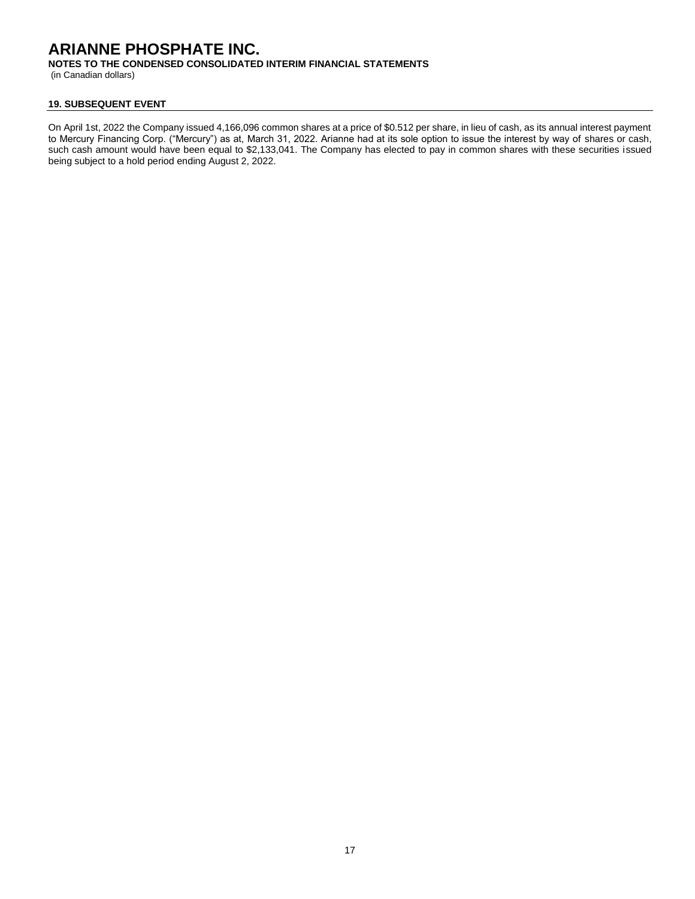# ARIANNE PHOSPHATE INC.

**NOTES TO THE CONDENSED CONSOLIDATED INTERIM FINANCIAL STATEMENTS**

(in Canadian dollars)

## 19. SUBSEQUENT EVENT

On April 1st, 2022 the Company issued 4,166,096 common shares at a price of $0.512 per share, in lieu of cash, as its annual interest payment to Mercury Financing Corp. ("Mercury") as at, March 31, 2022. Arianne had at its sole option to issue the interest by way of shares or cash, such cash amount would have been equal to $2,133,041. The Company has elected to pay in common shares with these securities issued being subject to a hold period ending August 2, 2022.